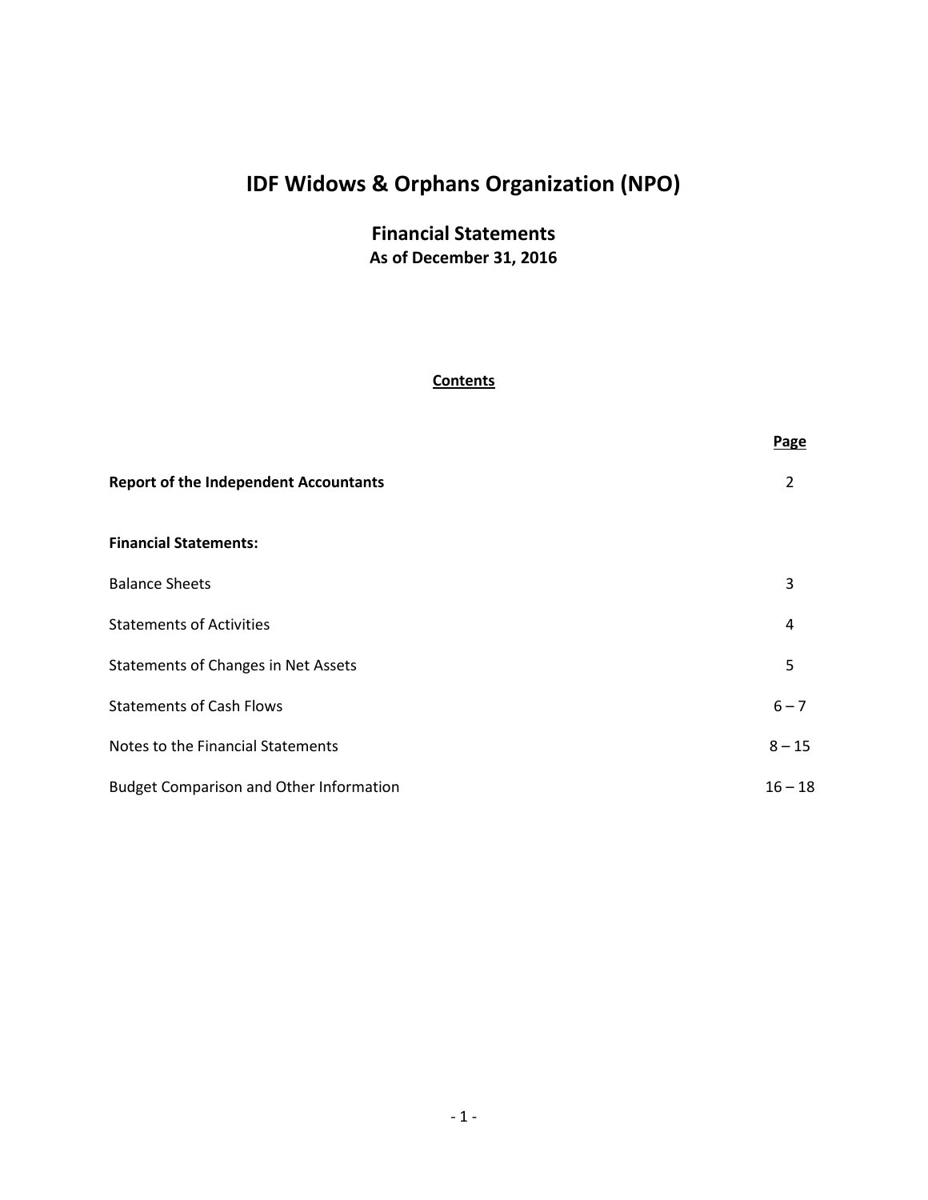# IDF Widows & Orphans Organization (NPO)

## Financial Statements

**As of December 31, 2016**

**Contents**

| | Page |
|---|---|
| **Report of the Independent Accountants** | 2 |
| **Financial Statements:** | |
| Balance Sheets | 3 |
| Statements of Activities | 4 |
| Statements of Changes in Net Assets | 5 |
| Statements of Cash Flows | 6 – 7 |
| Notes to the Financial Statements | 8 – 15 |
| Budget Comparison and Other Information | 16 – 18 |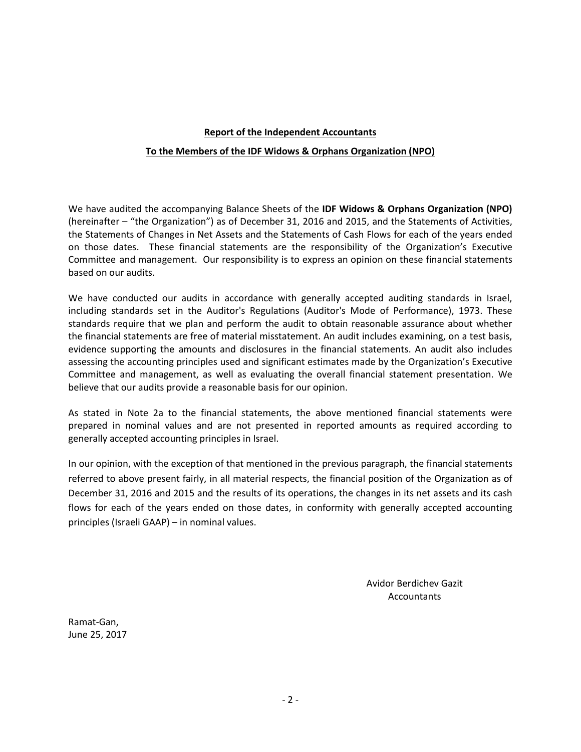**Report of the Independent Accountants**

**To the Members of the IDF Widows & Orphans Organization (NPO)**

We have audited the accompanying Balance Sheets of the **IDF Widows & Orphans Organization (NPO)** (hereinafter – "the Organization") as of December 31, 2016 and 2015, and the Statements of Activities, the Statements of Changes in Net Assets and the Statements of Cash Flows for each of the years ended on those dates. These financial statements are the responsibility of the Organization's Executive Committee and management. Our responsibility is to express an opinion on these financial statements based on our audits.

We have conducted our audits in accordance with generally accepted auditing standards in Israel, including standards set in the Auditor's Regulations (Auditor's Mode of Performance), 1973. These standards require that we plan and perform the audit to obtain reasonable assurance about whether the financial statements are free of material misstatement. An audit includes examining, on a test basis, evidence supporting the amounts and disclosures in the financial statements. An audit also includes assessing the accounting principles used and significant estimates made by the Organization's Executive Committee and management, as well as evaluating the overall financial statement presentation. We believe that our audits provide a reasonable basis for our opinion.

As stated in Note 2a to the financial statements, the above mentioned financial statements were prepared in nominal values and are not presented in reported amounts as required according to generally accepted accounting principles in Israel.

In our opinion, with the exception of that mentioned in the previous paragraph, the financial statements referred to above present fairly, in all material respects, the financial position of the Organization as of December 31, 2016 and 2015 and the results of its operations, the changes in its net assets and its cash flows for each of the years ended on those dates, in conformity with generally accepted accounting principles (Israeli GAAP) – in nominal values.

Avidor Berdichev Gazit
Accountants

Ramat-Gan,
June 25, 2017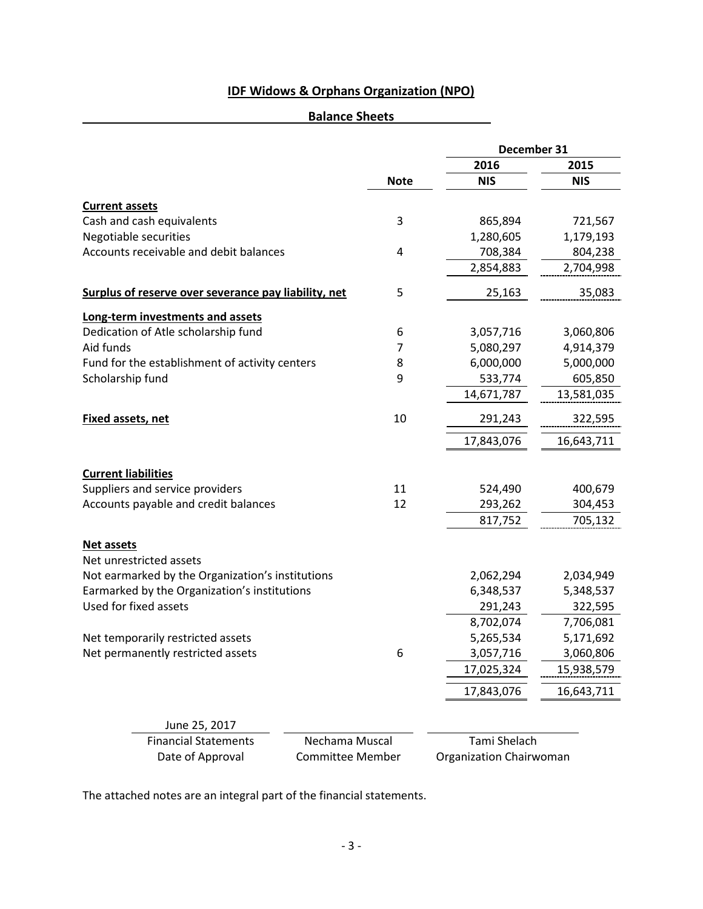# IDF Widows & Orphans Organization (NPO)

## Balance Sheets

| | Note | December 31 2016 NIS | December 31 2015 NIS |
|---|---|---|---|
| **Current assets** | | | |
| Cash and cash equivalents | 3 | 865,894 | 721,567 |
| Negotiable securities | | 1,280,605 | 1,179,193 |
| Accounts receivable and debit balances | 4 | 708,384 | 804,238 |
| | | 2,854,883 | 2,704,998 |
| **Surplus of reserve over severance pay liability, net** | 5 | 25,163 | 35,083 |
| **Long-term investments and assets** | | | |
| Dedication of Atle scholarship fund | 6 | 3,057,716 | 3,060,806 |
| Aid funds | 7 | 5,080,297 | 4,914,379 |
| Fund for the establishment of activity centers | 8 | 6,000,000 | 5,000,000 |
| Scholarship fund | 9 | 533,774 | 605,850 |
| | | 14,671,787 | 13,581,035 |
| **Fixed assets, net** | 10 | 291,243 | 322,595 |
| | | 17,843,076 | 16,643,711 |
| **Current liabilities** | | | |
| Suppliers and service providers | 11 | 524,490 | 400,679 |
| Accounts payable and credit balances | 12 | 293,262 | 304,453 |
| | | 817,752 | 705,132 |
| **Net assets** | | | |
| Net unrestricted assets | | | |
| Not earmarked by the Organization's institutions | | 2,062,294 | 2,034,949 |
| Earmarked by the Organization's institutions | | 6,348,537 | 5,348,537 |
| Used for fixed assets | | 291,243 | 322,595 |
| | | 8,702,074 | 7,706,081 |
| Net temporarily restricted assets | | 5,265,534 | 5,171,692 |
| Net permanently restricted assets | 6 | 3,057,716 | 3,060,806 |
| | | 17,025,324 | 15,938,579 |
| | | 17,843,076 | 16,643,711 |

| June 25, 2017 | | |
|---|---|---|
| Financial Statements Date of Approval | Nechama Muscal Committee Member | Tami Shelach Organization Chairwoman |

The attached notes are an integral part of the financial statements.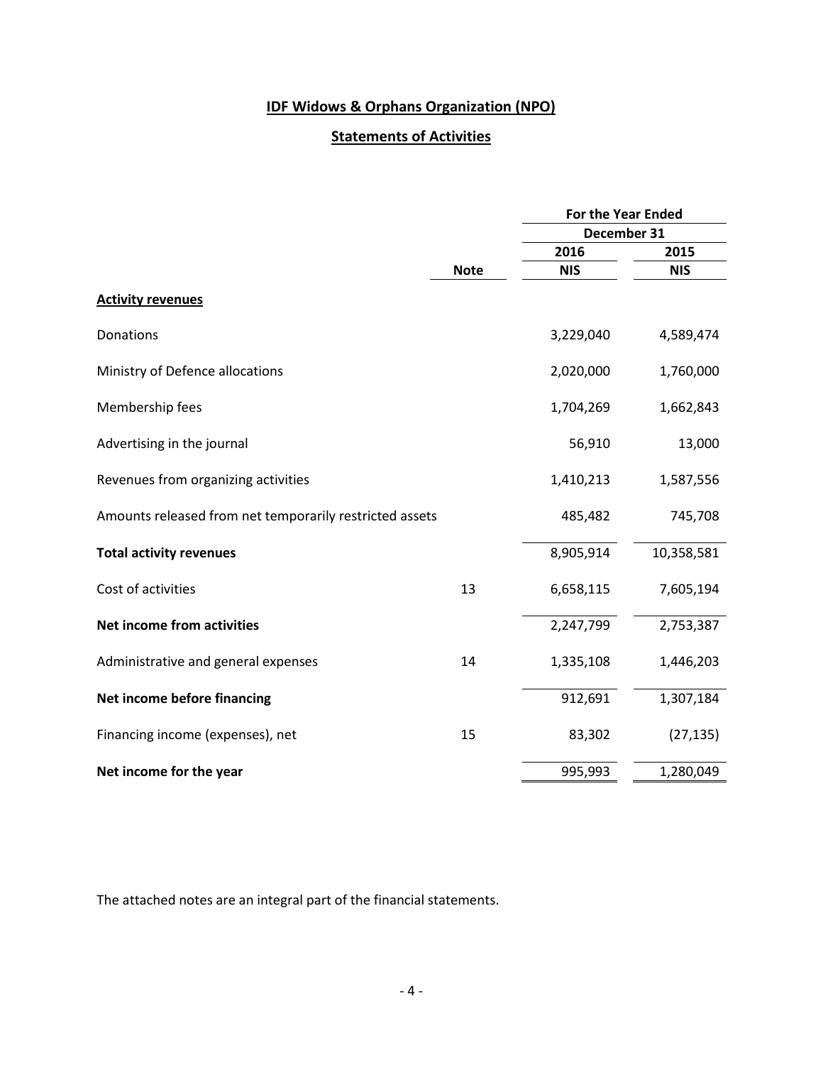# IDF Widows & Orphans Organization (NPO)

## Statements of Activities

| | Note | For the Year Ended December 31 | |
|---|---|---|---|
| | | 2016 | 2015 |
| | | NIS | NIS |
| **Activity revenues** | | | |
| Donations | | 3,229,040 | 4,589,474 |
| Ministry of Defence allocations | | 2,020,000 | 1,760,000 |
| Membership fees | | 1,704,269 | 1,662,843 |
| Advertising in the journal | | 56,910 | 13,000 |
| Revenues from organizing activities | | 1,410,213 | 1,587,556 |
| Amounts released from net temporarily restricted assets | | 485,482 | 745,708 |
| **Total activity revenues** | | 8,905,914 | 10,358,581 |
| Cost of activities | 13 | 6,658,115 | 7,605,194 |
| **Net income from activities** | | 2,247,799 | 2,753,387 |
| Administrative and general expenses | 14 | 1,335,108 | 1,446,203 |
| **Net income before financing** | | 912,691 | 1,307,184 |
| Financing income (expenses), net | 15 | 83,302 | (27,135) |
| **Net income for the year** | | 995,993 | 1,280,049 |

The attached notes are an integral part of the financial statements.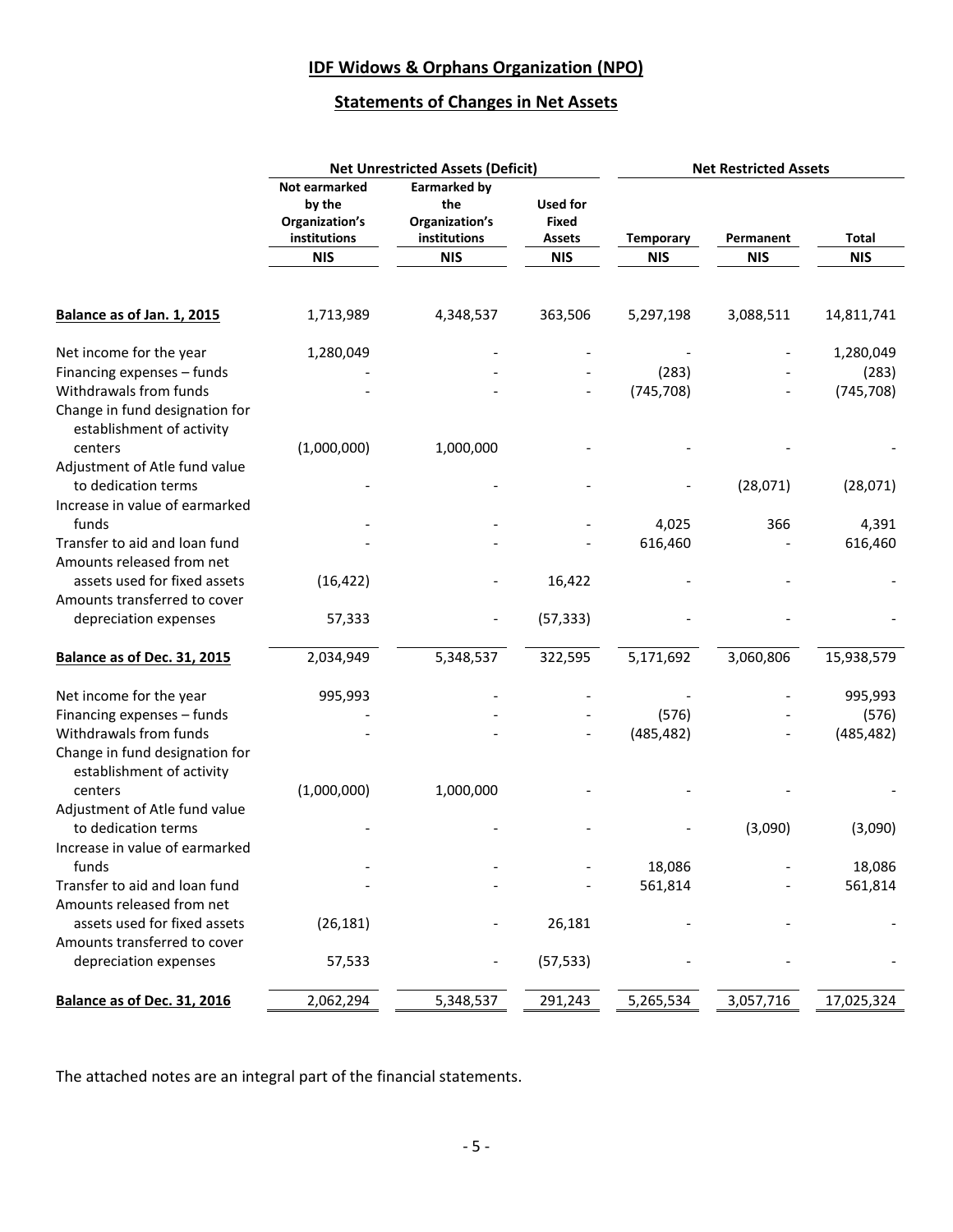# IDF Widows & Orphans Organization (NPO)

## Statements of Changes in Net Assets

| | Net Unrestricted Assets (Deficit) | | | Net Restricted Assets | | |
|---|---|---|---|---|---|---|
| | Not earmarked by the Organization's institutions | Earmarked by the Organization's institutions | Used for Fixed Assets | Temporary | Permanent | Total |
| | NIS | NIS | NIS | NIS | NIS | NIS |
| **Balance as of Jan. 1, 2015** | 1,713,989 | 4,348,537 | 363,506 | 5,297,198 | 3,088,511 | 14,811,741 |
| Net income for the year | 1,280,049 | - | - | - | - | 1,280,049 |
| Financing expenses – funds | - | - | - | (283) | - | (283) |
| Withdrawals from funds | - | - | - | (745,708) | - | (745,708) |
| Change in fund designation for establishment of activity centers | (1,000,000) | 1,000,000 | - | - | - | - |
| Adjustment of Atle fund value to dedication terms | - | - | - | - | (28,071) | (28,071) |
| Increase in value of earmarked funds | - | - | - | 4,025 | 366 | 4,391 |
| Transfer to aid and loan fund | - | - | - | 616,460 | - | 616,460 |
| Amounts released from net assets used for fixed assets | (16,422) | - | 16,422 | - | - | - |
| Amounts transferred to cover depreciation expenses | 57,333 | - | (57,333) | - | - | - |
| **Balance as of Dec. 31, 2015** | 2,034,949 | 5,348,537 | 322,595 | 5,171,692 | 3,060,806 | 15,938,579 |
| Net income for the year | 995,993 | - | - | - | - | 995,993 |
| Financing expenses – funds | - | - | - | (576) | - | (576) |
| Withdrawals from funds | - | - | - | (485,482) | - | (485,482) |
| Change in fund designation for establishment of activity centers | (1,000,000) | 1,000,000 | - | - | - | - |
| Adjustment of Atle fund value to dedication terms | - | - | - | - | (3,090) | (3,090) |
| Increase in value of earmarked funds | - | - | - | 18,086 | - | 18,086 |
| Transfer to aid and loan fund | - | - | - | 561,814 | - | 561,814 |
| Amounts released from net assets used for fixed assets | (26,181) | - | 26,181 | - | - | - |
| Amounts transferred to cover depreciation expenses | 57,533 | - | (57,533) | - | - | - |
| **Balance as of Dec. 31, 2016** | 2,062,294 | 5,348,537 | 291,243 | 5,265,534 | 3,057,716 | 17,025,324 |

The attached notes are an integral part of the financial statements.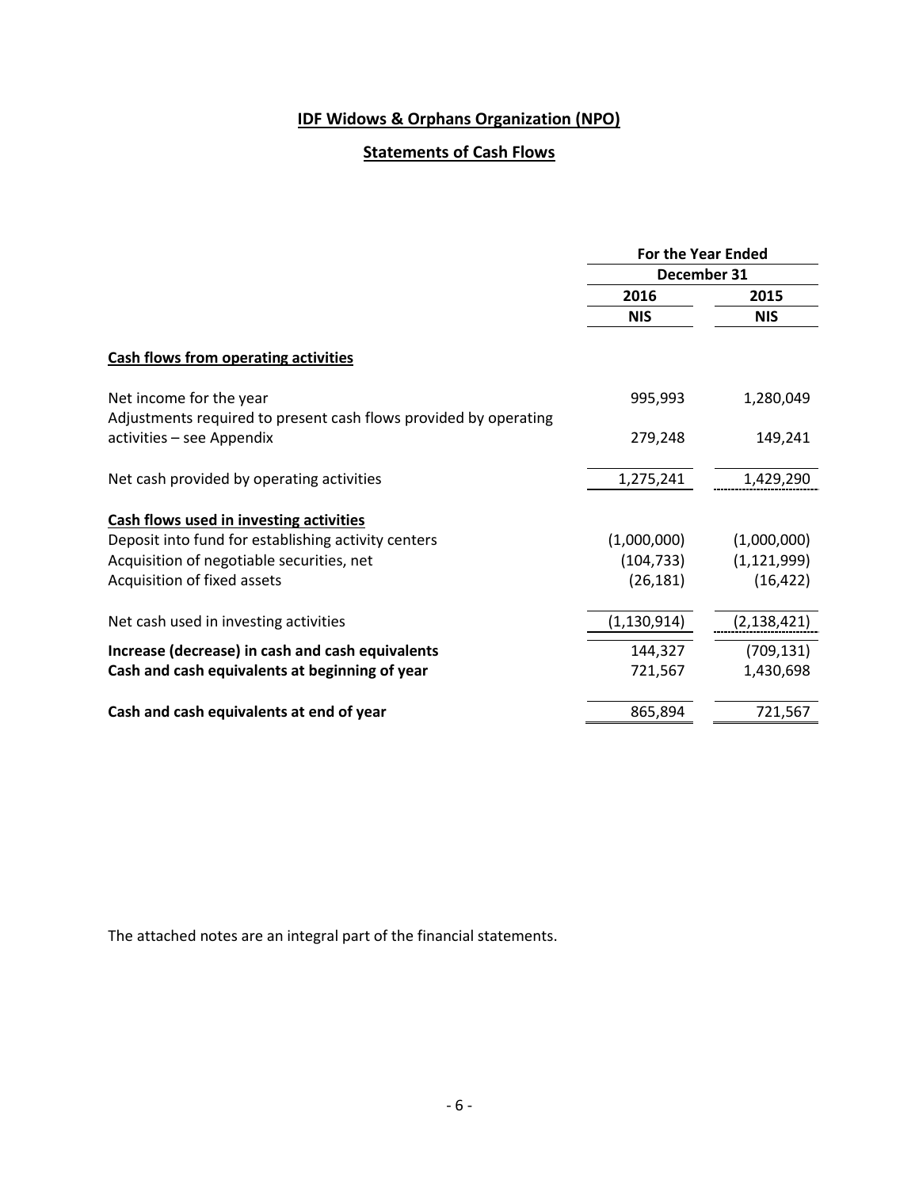# IDF Widows & Orphans Organization (NPO)

## Statements of Cash Flows

| | For the Year Ended December 31 | |
|---|---|---|
| | 2016 | 2015 |
| | NIS | NIS |
| **Cash flows from operating activities** | | |
| Net income for the year | 995,993 | 1,280,049 |
| Adjustments required to present cash flows provided by operating activities – see Appendix | 279,248 | 149,241 |
| Net cash provided by operating activities | 1,275,241 | 1,429,290 |
| **Cash flows used in investing activities** | | |
| Deposit into fund for establishing activity centers | (1,000,000) | (1,000,000) |
| Acquisition of negotiable securities, net | (104,733) | (1,121,999) |
| Acquisition of fixed assets | (26,181) | (16,422) |
| Net cash used in investing activities | (1,130,914) | (2,138,421) |
| **Increase (decrease) in cash and cash equivalents** | 144,327 | (709,131) |
| **Cash and cash equivalents at beginning of year** | 721,567 | 1,430,698 |
| **Cash and cash equivalents at end of year** | 865,894 | 721,567 |

The attached notes are an integral part of the financial statements.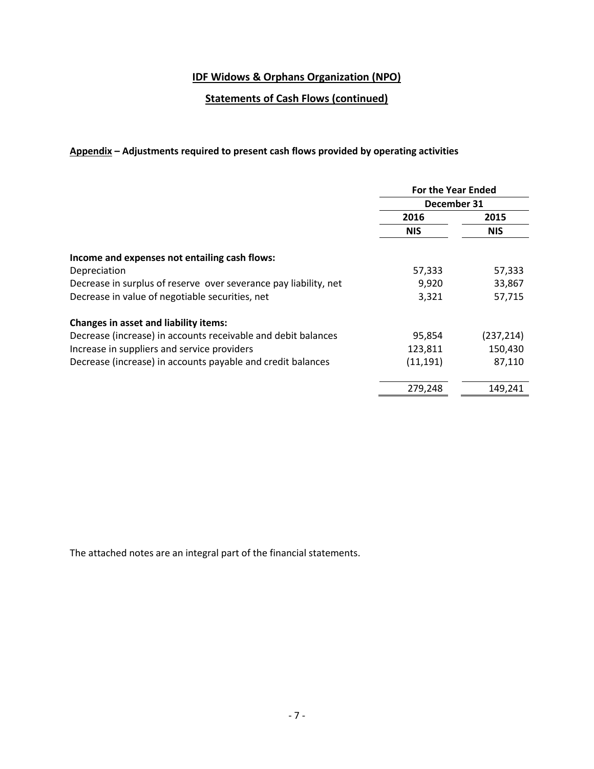# IDF Widows & Orphans Organization (NPO)

## Statements of Cash Flows (continued)

**Appendix – Adjustments required to present cash flows provided by operating activities**

| | For the Year Ended December 31 | |
|---|---|---|
| | 2016 | 2015 |
| | NIS | NIS |
| **Income and expenses not entailing cash flows:** | | |
| Depreciation | 57,333 | 57,333 |
| Decrease in surplus of reserve over severance pay liability, net | 9,920 | 33,867 |
| Decrease in value of negotiable securities, net | 3,321 | 57,715 |
| **Changes in asset and liability items:** | | |
| Decrease (increase) in accounts receivable and debit balances | 95,854 | (237,214) |
| Increase in suppliers and service providers | 123,811 | 150,430 |
| Decrease (increase) in accounts payable and credit balances | (11,191) | 87,110 |
| | 279,248 | 149,241 |

The attached notes are an integral part of the financial statements.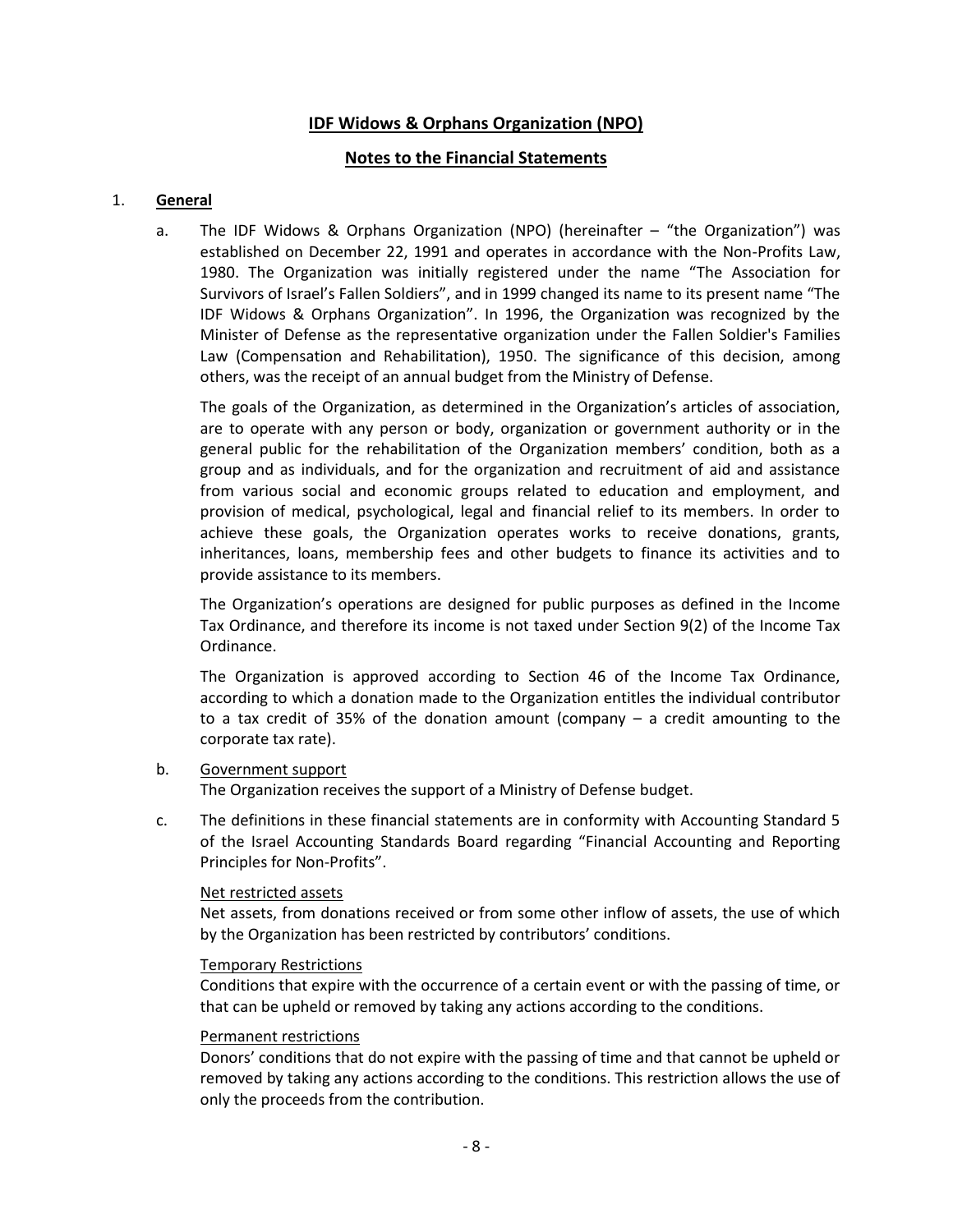## IDF Widows & Orphans Organization (NPO)

## Notes to the Financial Statements

1. **General**

   a. The IDF Widows & Orphans Organization (NPO) (hereinafter – "the Organization") was established on December 22, 1991 and operates in accordance with the Non-Profits Law, 1980. The Organization was initially registered under the name "The Association for Survivors of Israel's Fallen Soldiers", and in 1999 changed its name to its present name "The IDF Widows & Orphans Organization". In 1996, the Organization was recognized by the Minister of Defense as the representative organization under the Fallen Soldier's Families Law (Compensation and Rehabilitation), 1950. The significance of this decision, among others, was the receipt of an annual budget from the Ministry of Defense.

      The goals of the Organization, as determined in the Organization's articles of association, are to operate with any person or body, organization or government authority or in the general public for the rehabilitation of the Organization members' condition, both as a group and as individuals, and for the organization and recruitment of aid and assistance from various social and economic groups related to education and employment, and provision of medical, psychological, legal and financial relief to its members. In order to achieve these goals, the Organization operates works to receive donations, grants, inheritances, loans, membership fees and other budgets to finance its activities and to provide assistance to its members.

      The Organization's operations are designed for public purposes as defined in the Income Tax Ordinance, and therefore its income is not taxed under Section 9(2) of the Income Tax Ordinance.

      The Organization is approved according to Section 46 of the Income Tax Ordinance, according to which a donation made to the Organization entitles the individual contributor to a tax credit of 35% of the donation amount (company – a credit amounting to the corporate tax rate).

   b. Government support

      The Organization receives the support of a Ministry of Defense budget.

   c. The definitions in these financial statements are in conformity with Accounting Standard 5 of the Israel Accounting Standards Board regarding "Financial Accounting and Reporting Principles for Non-Profits".

      Net restricted assets

      Net assets, from donations received or from some other inflow of assets, the use of which by the Organization has been restricted by contributors' conditions.

      Temporary Restrictions

      Conditions that expire with the occurrence of a certain event or with the passing of time, or that can be upheld or removed by taking any actions according to the conditions.

      Permanent restrictions

      Donors' conditions that do not expire with the passing of time and that cannot be upheld or removed by taking any actions according to the conditions. This restriction allows the use of only the proceeds from the contribution.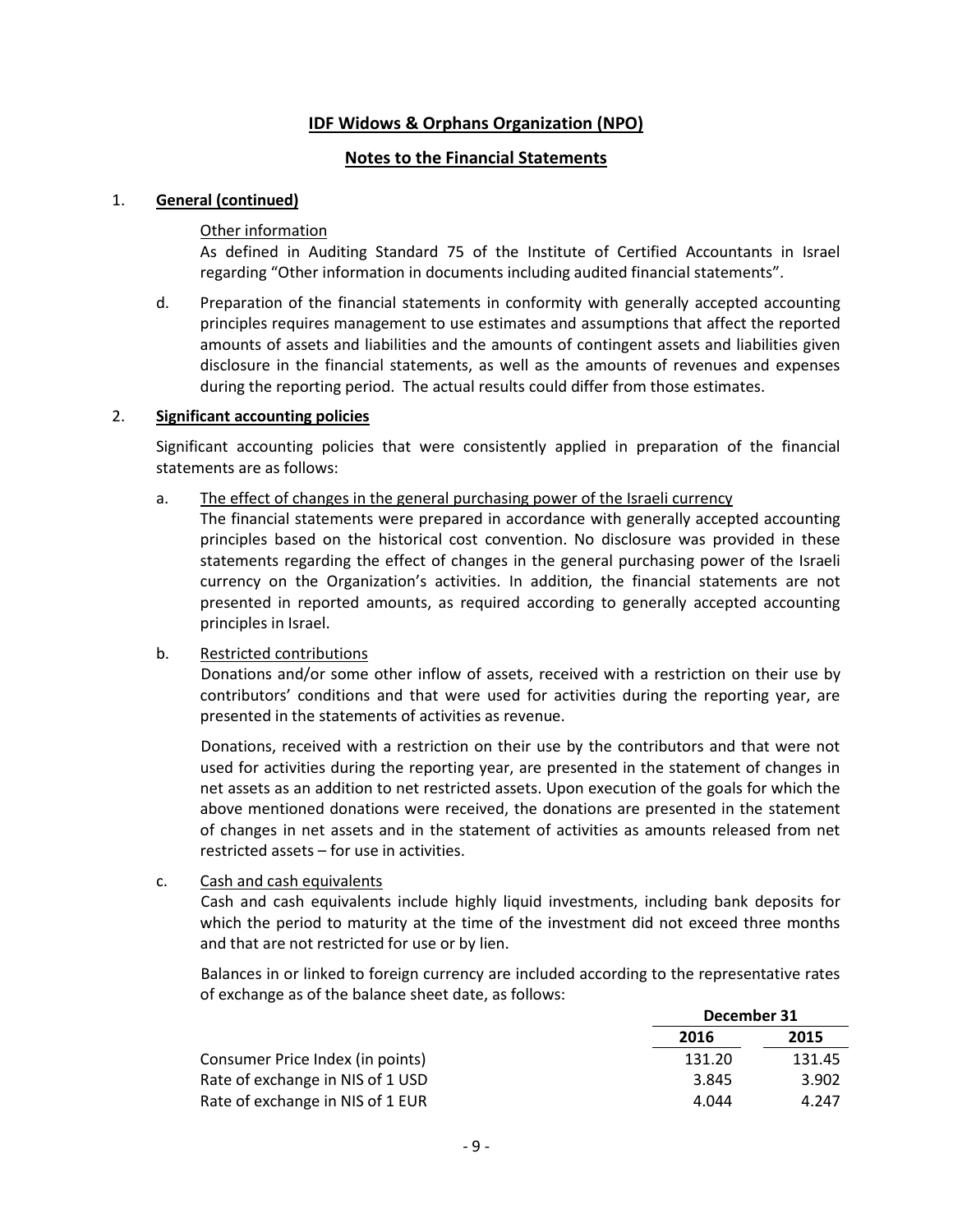**IDF Widows & Orphans Organization (NPO)**

**Notes to the Financial Statements**

1. **General (continued)**

   Other information
   As defined in Auditing Standard 75 of the Institute of Certified Accountants in Israel regarding "Other information in documents including audited financial statements".

   d. Preparation of the financial statements in conformity with generally accepted accounting principles requires management to use estimates and assumptions that affect the reported amounts of assets and liabilities and the amounts of contingent assets and liabilities given disclosure in the financial statements, as well as the amounts of revenues and expenses during the reporting period. The actual results could differ from those estimates.

2. **Significant accounting policies**

   Significant accounting policies that were consistently applied in preparation of the financial statements are as follows:

   a. The effect of changes in the general purchasing power of the Israeli currency
   The financial statements were prepared in accordance with generally accepted accounting principles based on the historical cost convention. No disclosure was provided in these statements regarding the effect of changes in the general purchasing power of the Israeli currency on the Organization's activities. In addition, the financial statements are not presented in reported amounts, as required according to generally accepted accounting principles in Israel.

   b. Restricted contributions
   Donations and/or some other inflow of assets, received with a restriction on their use by contributors' conditions and that were used for activities during the reporting year, are presented in the statements of activities as revenue.

   Donations, received with a restriction on their use by the contributors and that were not used for activities during the reporting year, are presented in the statement of changes in net assets as an addition to net restricted assets. Upon execution of the goals for which the above mentioned donations were received, the donations are presented in the statement of changes in net assets and in the statement of activities as amounts released from net restricted assets – for use in activities.

   c. Cash and cash equivalents
   Cash and cash equivalents include highly liquid investments, including bank deposits for which the period to maturity at the time of the investment did not exceed three months and that are not restricted for use or by lien.

   Balances in or linked to foreign currency are included according to the representative rates of exchange as of the balance sheet date, as follows:

| | December 31 | |
|---|---|---|
| | **2016** | **2015** |
| Consumer Price Index (in points) | 131.20 | 131.45 |
| Rate of exchange in NIS of 1 USD | 3.845 | 3.902 |
| Rate of exchange in NIS of 1 EUR | 4.044 | 4.247 |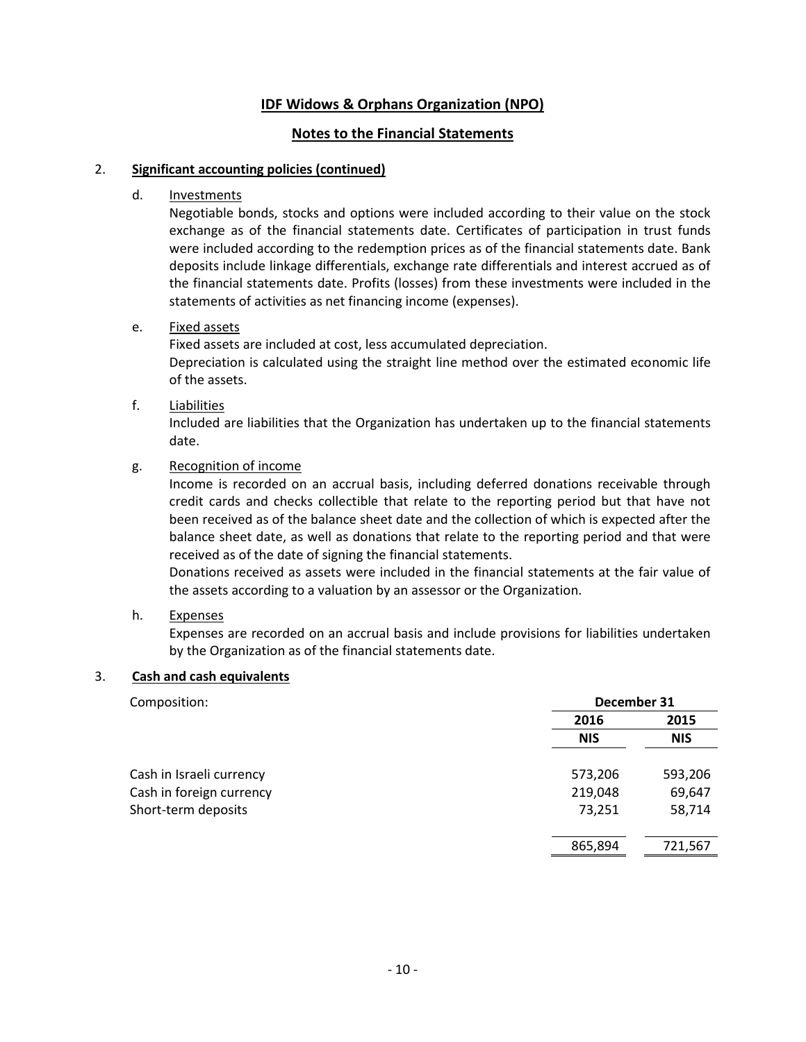# IDF Widows & Orphans Organization (NPO)

## Notes to the Financial Statements

### 2. Significant accounting policies (continued)

d. Investments

Negotiable bonds, stocks and options were included according to their value on the stock exchange as of the financial statements date. Certificates of participation in trust funds were included according to the redemption prices as of the financial statements date. Bank deposits include linkage differentials, exchange rate differentials and interest accrued as of the financial statements date. Profits (losses) from these investments were included in the statements of activities as net financing income (expenses).

e. Fixed assets

Fixed assets are included at cost, less accumulated depreciation.

Depreciation is calculated using the straight line method over the estimated economic life of the assets.

f. Liabilities

Included are liabilities that the Organization has undertaken up to the financial statements date.

g. Recognition of income

Income is recorded on an accrual basis, including deferred donations receivable through credit cards and checks collectible that relate to the reporting period but that have not been received as of the balance sheet date and the collection of which is expected after the balance sheet date, as well as donations that relate to the reporting period and that were received as of the date of signing the financial statements.

Donations received as assets were included in the financial statements at the fair value of the assets according to a valuation by an assessor or the Organization.

h. Expenses

Expenses are recorded on an accrual basis and include provisions for liabilities undertaken by the Organization as of the financial statements date.

### 3. Cash and cash equivalents

Composition:

| | December 31 | |
|---|---|---|
| | **2016** | **2015** |
| | **NIS** | **NIS** |
| Cash in Israeli currency | 573,206 | 593,206 |
| Cash in foreign currency | 219,048 | 69,647 |
| Short-term deposits | 73,251 | 58,714 |
| | 865,894 | 721,567 |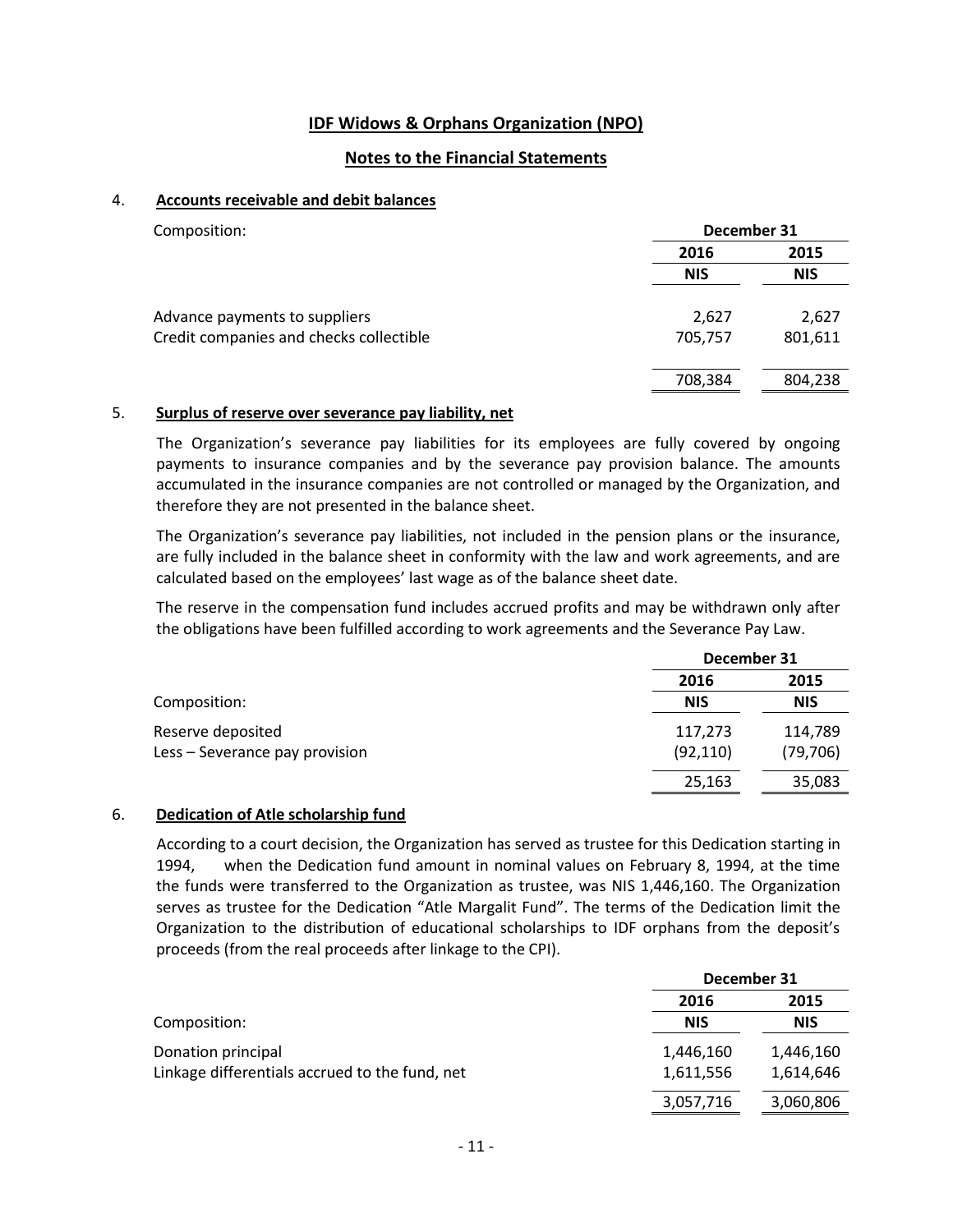## IDF Widows & Orphans Organization (NPO)

## Notes to the Financial Statements

### 4. Accounts receivable and debit balances

| Composition: | December 31 2016 NIS | December 31 2015 NIS |
|---|---|---|
| Advance payments to suppliers | 2,627 | 2,627 |
| Credit companies and checks collectible | 705,757 | 801,611 |
| | 708,384 | 804,238 |

### 5. Surplus of reserve over severance pay liability, net

The Organization's severance pay liabilities for its employees are fully covered by ongoing payments to insurance companies and by the severance pay provision balance. The amounts accumulated in the insurance companies are not controlled or managed by the Organization, and therefore they are not presented in the balance sheet.

The Organization's severance pay liabilities, not included in the pension plans or the insurance, are fully included in the balance sheet in conformity with the law and work agreements, and are calculated based on the employees' last wage as of the balance sheet date.

The reserve in the compensation fund includes accrued profits and may be withdrawn only after the obligations have been fulfilled according to work agreements and the Severance Pay Law.

| Composition: | December 31 2016 NIS | December 31 2015 NIS |
|---|---|---|
| Reserve deposited | 117,273 | 114,789 |
| Less – Severance pay provision | (92,110) | (79,706) |
| | 25,163 | 35,083 |

### 6. Dedication of Atle scholarship fund

According to a court decision, the Organization has served as trustee for this Dedication starting in 1994, when the Dedication fund amount in nominal values on February 8, 1994, at the time the funds were transferred to the Organization as trustee, was NIS 1,446,160. The Organization serves as trustee for the Dedication "Atle Margalit Fund". The terms of the Dedication limit the Organization to the distribution of educational scholarships to IDF orphans from the deposit's proceeds (from the real proceeds after linkage to the CPI).

| Composition: | December 31 2016 NIS | December 31 2015 NIS |
|---|---|---|
| Donation principal | 1,446,160 | 1,446,160 |
| Linkage differentials accrued to the fund, net | 1,611,556 | 1,614,646 |
| | 3,057,716 | 3,060,806 |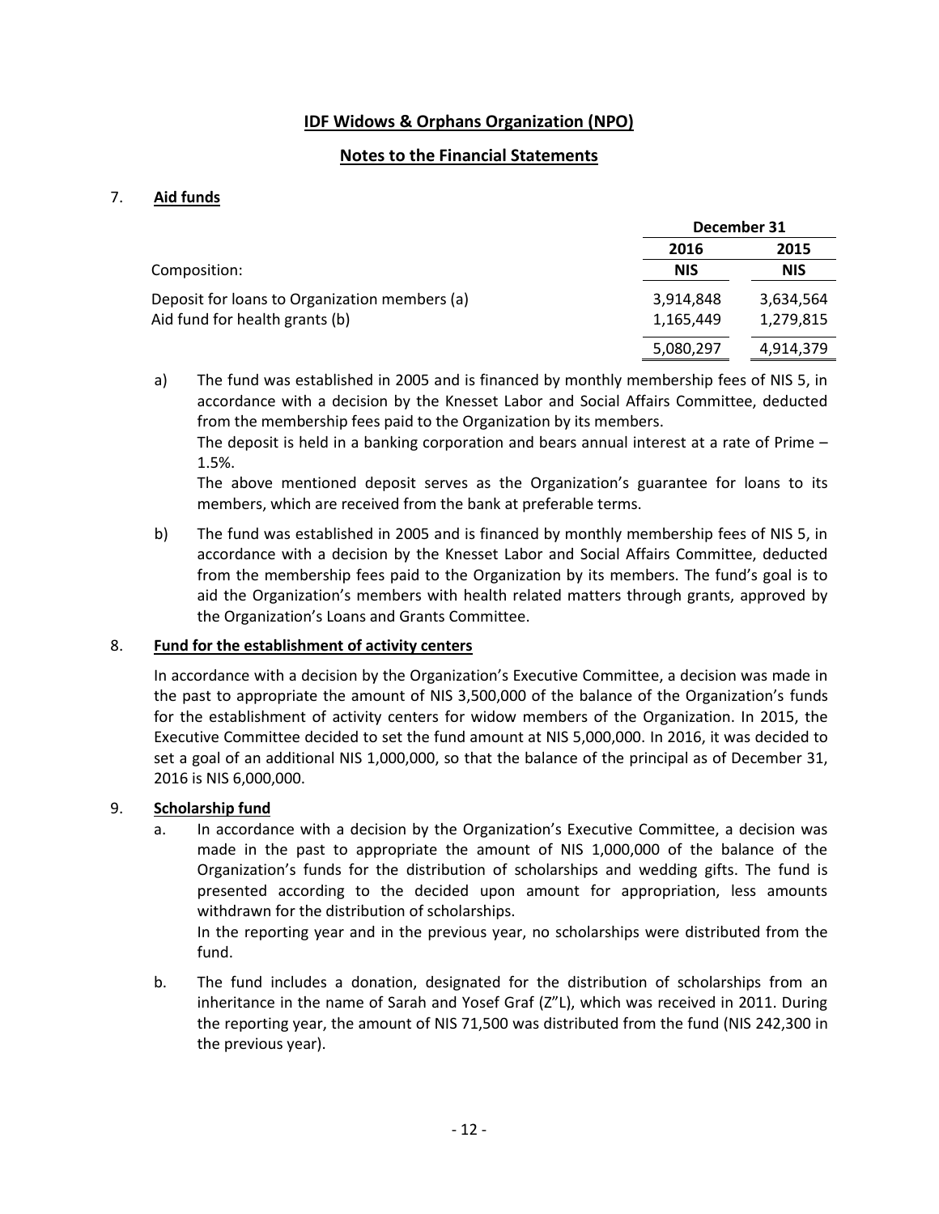# IDF Widows & Orphans Organization (NPO)

## Notes to the Financial Statements

### 7. Aid funds

| | December 31 | |
|---|---|---|
| | 2016 | 2015 |
| Composition: | NIS | NIS |
| Deposit for loans to Organization members (a) | 3,914,848 | 3,634,564 |
| Aid fund for health grants (b) | 1,165,449 | 1,279,815 |
| | 5,080,297 | 4,914,379 |

a) The fund was established in 2005 and is financed by monthly membership fees of NIS 5, in accordance with a decision by the Knesset Labor and Social Affairs Committee, deducted from the membership fees paid to the Organization by its members.
The deposit is held in a banking corporation and bears annual interest at a rate of Prime – 1.5%.
The above mentioned deposit serves as the Organization's guarantee for loans to its members, which are received from the bank at preferable terms.

b) The fund was established in 2005 and is financed by monthly membership fees of NIS 5, in accordance with a decision by the Knesset Labor and Social Affairs Committee, deducted from the membership fees paid to the Organization by its members. The fund's goal is to aid the Organization's members with health related matters through grants, approved by the Organization's Loans and Grants Committee.

### 8. Fund for the establishment of activity centers

In accordance with a decision by the Organization's Executive Committee, a decision was made in the past to appropriate the amount of NIS 3,500,000 of the balance of the Organization's funds for the establishment of activity centers for widow members of the Organization. In 2015, the Executive Committee decided to set the fund amount at NIS 5,000,000. In 2016, it was decided to set a goal of an additional NIS 1,000,000, so that the balance of the principal as of December 31, 2016 is NIS 6,000,000.

### 9. Scholarship fund

a. In accordance with a decision by the Organization's Executive Committee, a decision was made in the past to appropriate the amount of NIS 1,000,000 of the balance of the Organization's funds for the distribution of scholarships and wedding gifts. The fund is presented according to the decided upon amount for appropriation, less amounts withdrawn for the distribution of scholarships.
In the reporting year and in the previous year, no scholarships were distributed from the fund.

b. The fund includes a donation, designated for the distribution of scholarships from an inheritance in the name of Sarah and Yosef Graf (Z"L), which was received in 2011. During the reporting year, the amount of NIS 71,500 was distributed from the fund (NIS 242,300 in the previous year).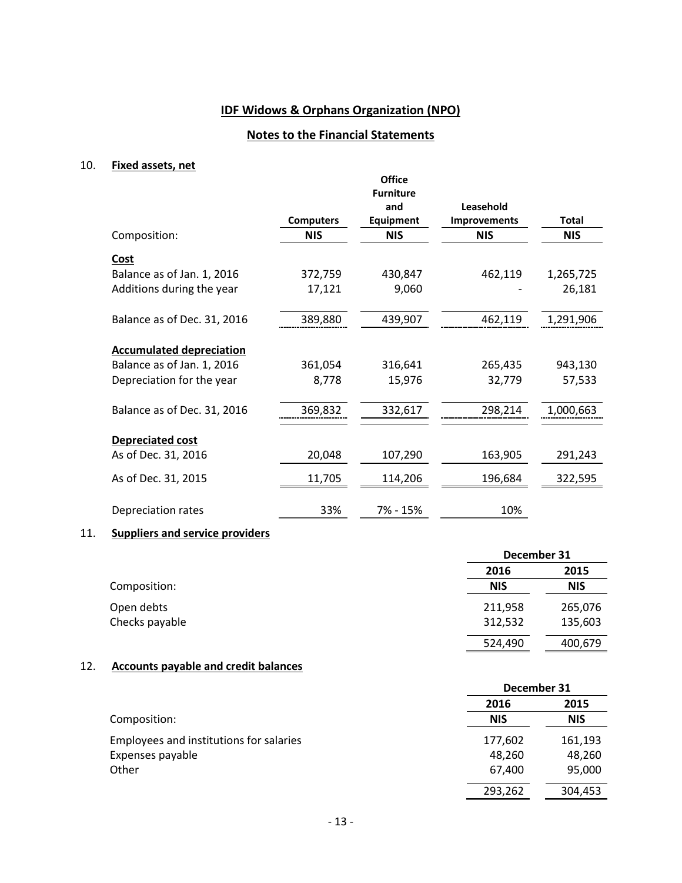# IDF Widows & Orphans Organization (NPO)

## Notes to the Financial Statements

### 10. Fixed assets, net

| Composition: | Computers NIS | Office Furniture and Equipment NIS | Leasehold Improvements NIS | Total NIS |
|---|---|---|---|---|
| **Cost** | | | | |
| Balance as of Jan. 1, 2016 | 372,759 | 430,847 | 462,119 | 1,265,725 |
| Additions during the year | 17,121 | 9,060 | - | 26,181 |
| Balance as of Dec. 31, 2016 | 389,880 | 439,907 | 462,119 | 1,291,906 |
| **Accumulated depreciation** | | | | |
| Balance as of Jan. 1, 2016 | 361,054 | 316,641 | 265,435 | 943,130 |
| Depreciation for the year | 8,778 | 15,976 | 32,779 | 57,533 |
| Balance as of Dec. 31, 2016 | 369,832 | 332,617 | 298,214 | 1,000,663 |
| **Depreciated cost** | | | | |
| As of Dec. 31, 2016 | 20,048 | 107,290 | 163,905 | 291,243 |
| As of Dec. 31, 2015 | 11,705 | 114,206 | 196,684 | 322,595 |
| Depreciation rates | 33% | 7% - 15% | 10% | |

### 11. Suppliers and service providers

| | December 31 | |
|---|---|---|
| | 2016 | 2015 |
| Composition: | NIS | NIS |
| Open debts | 211,958 | 265,076 |
| Checks payable | 312,532 | 135,603 |
| | 524,490 | 400,679 |

### 12. Accounts payable and credit balances

| | December 31 | |
|---|---|---|
| | 2016 | 2015 |
| Composition: | NIS | NIS |
| Employees and institutions for salaries | 177,602 | 161,193 |
| Expenses payable | 48,260 | 48,260 |
| Other | 67,400 | 95,000 |
| | 293,262 | 304,453 |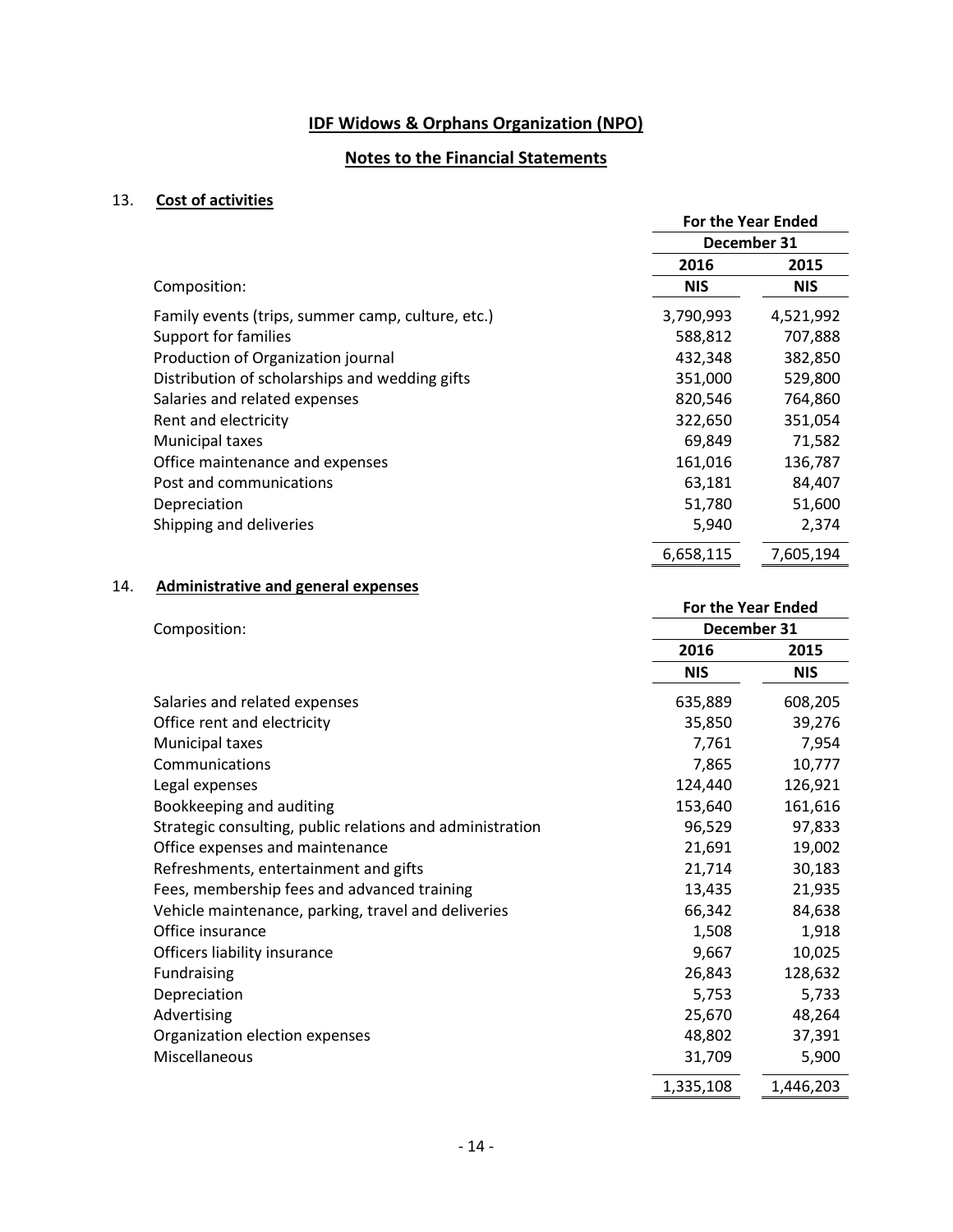# IDF Widows & Orphans Organization (NPO)

## Notes to the Financial Statements

### 13. Cost of activities

| Composition: | For the Year Ended December 31 | |
|---|---|---|
| | 2016 | 2015 |
| | NIS | NIS |
| Family events (trips, summer camp, culture, etc.) | 3,790,993 | 4,521,992 |
| Support for families | 588,812 | 707,888 |
| Production of Organization journal | 432,348 | 382,850 |
| Distribution of scholarships and wedding gifts | 351,000 | 529,800 |
| Salaries and related expenses | 820,546 | 764,860 |
| Rent and electricity | 322,650 | 351,054 |
| Municipal taxes | 69,849 | 71,582 |
| Office maintenance and expenses | 161,016 | 136,787 |
| Post and communications | 63,181 | 84,407 |
| Depreciation | 51,780 | 51,600 |
| Shipping and deliveries | 5,940 | 2,374 |
| | 6,658,115 | 7,605,194 |

### 14. Administrative and general expenses

| Composition: | For the Year Ended December 31 | |
|---|---|---|
| | 2016 | 2015 |
| | NIS | NIS |
| Salaries and related expenses | 635,889 | 608,205 |
| Office rent and electricity | 35,850 | 39,276 |
| Municipal taxes | 7,761 | 7,954 |
| Communications | 7,865 | 10,777 |
| Legal expenses | 124,440 | 126,921 |
| Bookkeeping and auditing | 153,640 | 161,616 |
| Strategic consulting, public relations and administration | 96,529 | 97,833 |
| Office expenses and maintenance | 21,691 | 19,002 |
| Refreshments, entertainment and gifts | 21,714 | 30,183 |
| Fees, membership fees and advanced training | 13,435 | 21,935 |
| Vehicle maintenance, parking, travel and deliveries | 66,342 | 84,638 |
| Office insurance | 1,508 | 1,918 |
| Officers liability insurance | 9,667 | 10,025 |
| Fundraising | 26,843 | 128,632 |
| Depreciation | 5,753 | 5,733 |
| Advertising | 25,670 | 48,264 |
| Organization election expenses | 48,802 | 37,391 |
| Miscellaneous | 31,709 | 5,900 |
| | 1,335,108 | 1,446,203 |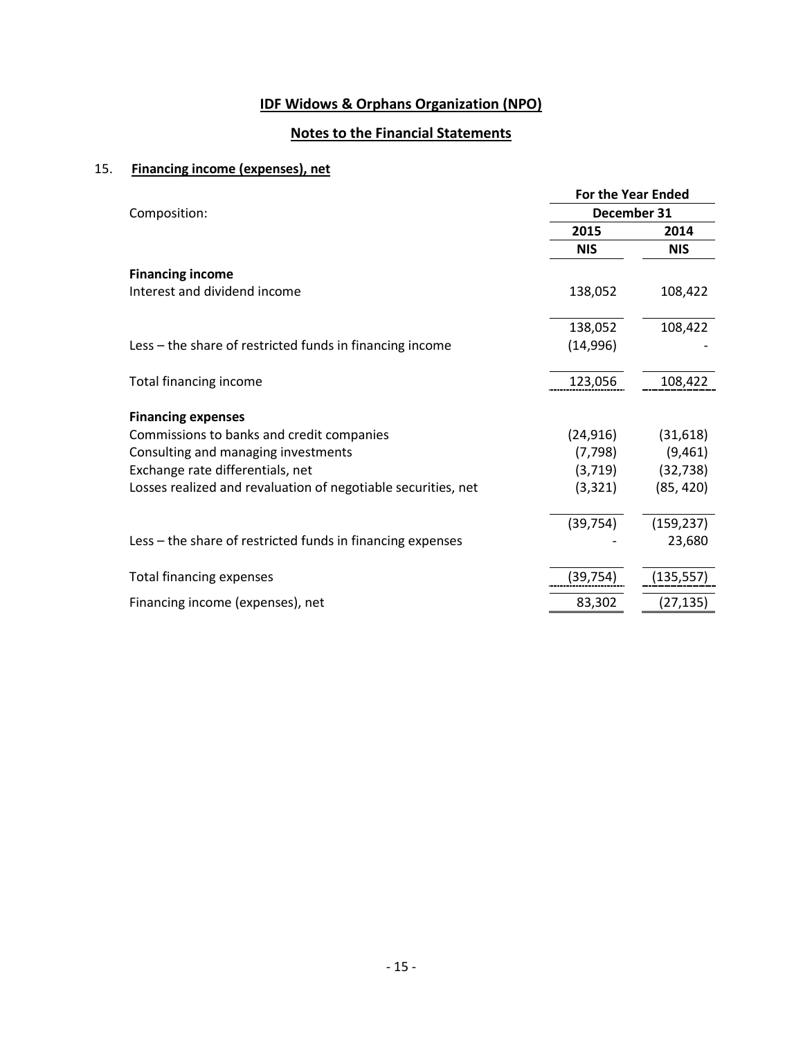# IDF Widows & Orphans Organization (NPO)

## Notes to the Financial Statements

### 15. Financing income (expenses), net

| Composition: | For the Year Ended December 31 | |
|---|---|---|
| | 2015 | 2014 |
| | NIS | NIS |
| **Financing income** | | |
| Interest and dividend income | 138,052 | 108,422 |
| | 138,052 | 108,422 |
| Less – the share of restricted funds in financing income | (14,996) | - |
| Total financing income | 123,056 | 108,422 |
| **Financing expenses** | | |
| Commissions to banks and credit companies | (24,916) | (31,618) |
| Consulting and managing investments | (7,798) | (9,461) |
| Exchange rate differentials, net | (3,719) | (32,738) |
| Losses realized and revaluation of negotiable securities, net | (3,321) | (85, 420) |
| | (39,754) | (159,237) |
| Less – the share of restricted funds in financing expenses | - | 23,680 |
| Total financing expenses | (39,754) | (135,557) |
| Financing income (expenses), net | 83,302 | (27,135) |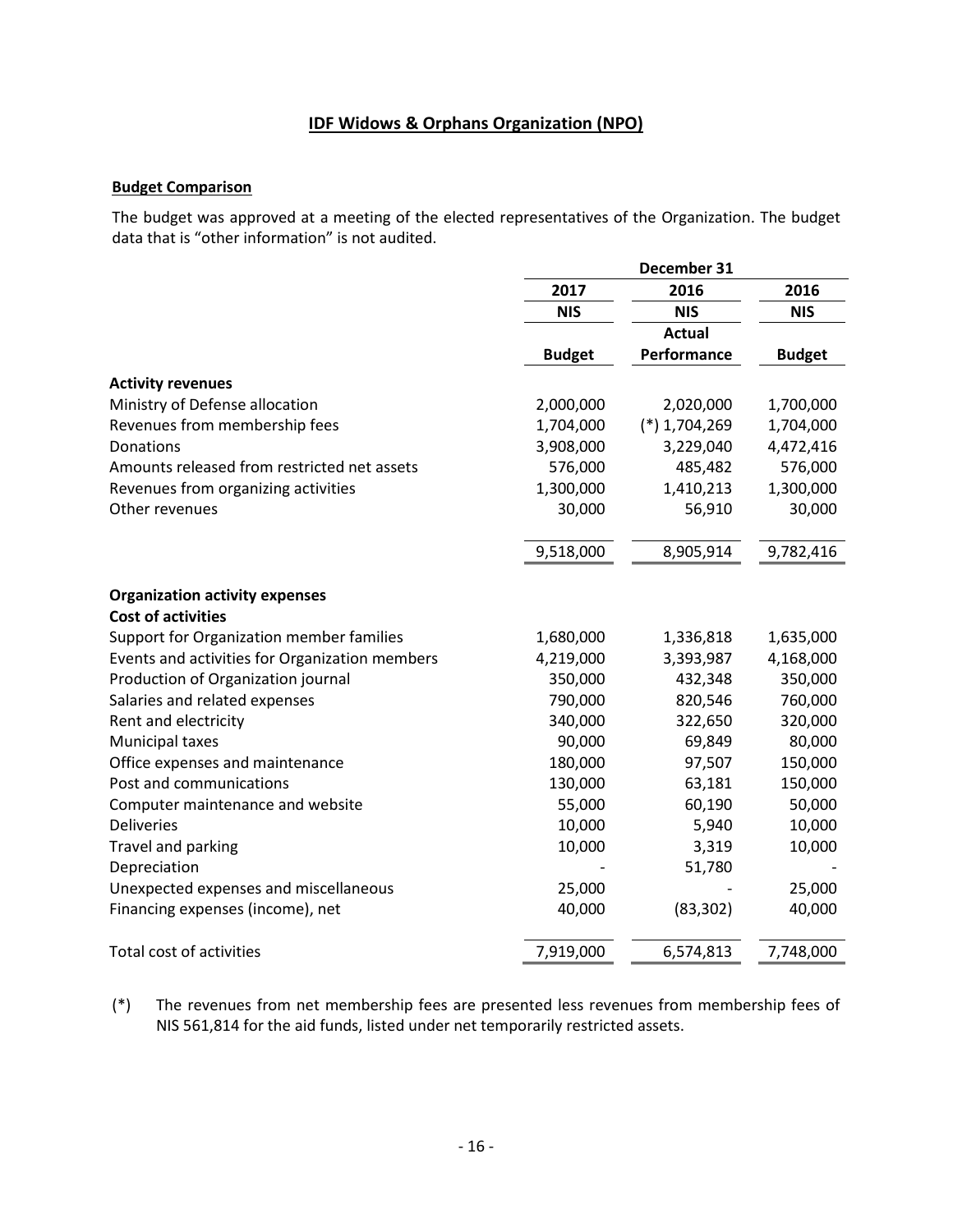# IDF Widows & Orphans Organization (NPO)

**Budget Comparison**

The budget was approved at a meeting of the elected representatives of the Organization. The budget data that is "other information" is not audited.

| | December 31 | | |
|---|---|---|---|
| | 2017 | 2016 | 2016 |
| | NIS | NIS | NIS |
| | Budget | Actual Performance | Budget |
| **Activity revenues** | | | |
| Ministry of Defense allocation | 2,000,000 | 2,020,000 | 1,700,000 |
| Revenues from membership fees | 1,704,000 | (*) 1,704,269 | 1,704,000 |
| Donations | 3,908,000 | 3,229,040 | 4,472,416 |
| Amounts released from restricted net assets | 576,000 | 485,482 | 576,000 |
| Revenues from organizing activities | 1,300,000 | 1,410,213 | 1,300,000 |
| Other revenues | 30,000 | 56,910 | 30,000 |
| | 9,518,000 | 8,905,914 | 9,782,416 |
| **Organization activity expenses** | | | |
| **Cost of activities** | | | |
| Support for Organization member families | 1,680,000 | 1,336,818 | 1,635,000 |
| Events and activities for Organization members | 4,219,000 | 3,393,987 | 4,168,000 |
| Production of Organization journal | 350,000 | 432,348 | 350,000 |
| Salaries and related expenses | 790,000 | 820,546 | 760,000 |
| Rent and electricity | 340,000 | 322,650 | 320,000 |
| Municipal taxes | 90,000 | 69,849 | 80,000 |
| Office expenses and maintenance | 180,000 | 97,507 | 150,000 |
| Post and communications | 130,000 | 63,181 | 150,000 |
| Computer maintenance and website | 55,000 | 60,190 | 50,000 |
| Deliveries | 10,000 | 5,940 | 10,000 |
| Travel and parking | 10,000 | 3,319 | 10,000 |
| Depreciation | - | 51,780 | - |
| Unexpected expenses and miscellaneous | 25,000 | - | 25,000 |
| Financing expenses (income), net | 40,000 | (83,302) | 40,000 |
| Total cost of activities | 7,919,000 | 6,574,813 | 7,748,000 |

(*) The revenues from net membership fees are presented less revenues from membership fees of NIS 561,814 for the aid funds, listed under net temporarily restricted assets.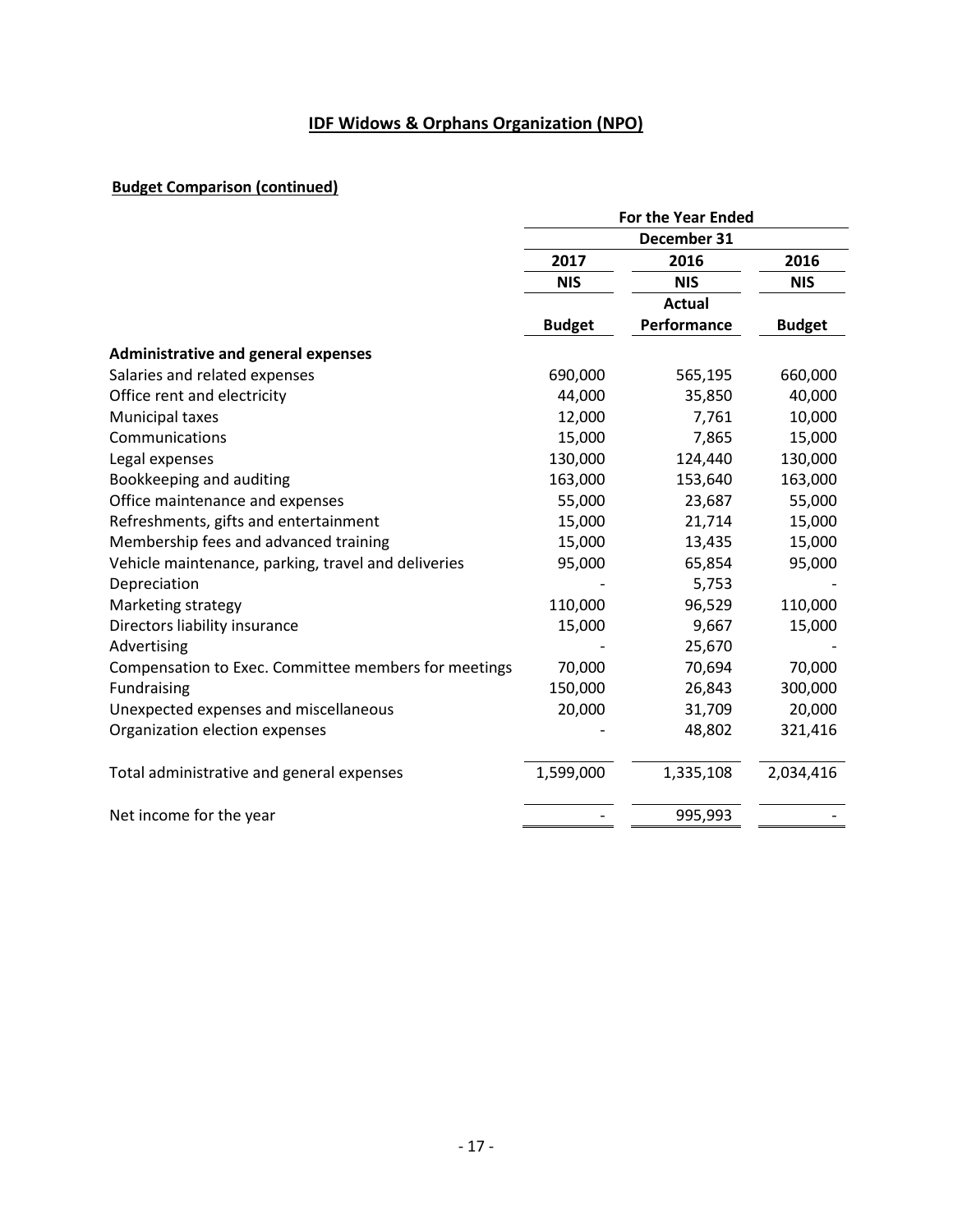## IDF Widows & Orphans Organization (NPO)

### Budget Comparison (continued)

| | For the Year Ended | | |
|---|---|---|---|
| | December 31 | | |
| | 2017 | 2016 | 2016 |
| | NIS | NIS | NIS |
| | Budget | Actual Performance | Budget |
| **Administrative and general expenses** | | | |
| Salaries and related expenses | 690,000 | 565,195 | 660,000 |
| Office rent and electricity | 44,000 | 35,850 | 40,000 |
| Municipal taxes | 12,000 | 7,761 | 10,000 |
| Communications | 15,000 | 7,865 | 15,000 |
| Legal expenses | 130,000 | 124,440 | 130,000 |
| Bookkeeping and auditing | 163,000 | 153,640 | 163,000 |
| Office maintenance and expenses | 55,000 | 23,687 | 55,000 |
| Refreshments, gifts and entertainment | 15,000 | 21,714 | 15,000 |
| Membership fees and advanced training | 15,000 | 13,435 | 15,000 |
| Vehicle maintenance, parking, travel and deliveries | 95,000 | 65,854 | 95,000 |
| Depreciation | - | 5,753 | - |
| Marketing strategy | 110,000 | 96,529 | 110,000 |
| Directors liability insurance | 15,000 | 9,667 | 15,000 |
| Advertising | - | 25,670 | - |
| Compensation to Exec. Committee members for meetings | 70,000 | 70,694 | 70,000 |
| Fundraising | 150,000 | 26,843 | 300,000 |
| Unexpected expenses and miscellaneous | 20,000 | 31,709 | 20,000 |
| Organization election expenses | - | 48,802 | 321,416 |
| Total administrative and general expenses | 1,599,000 | 1,335,108 | 2,034,416 |
| Net income for the year | - | 995,993 | - |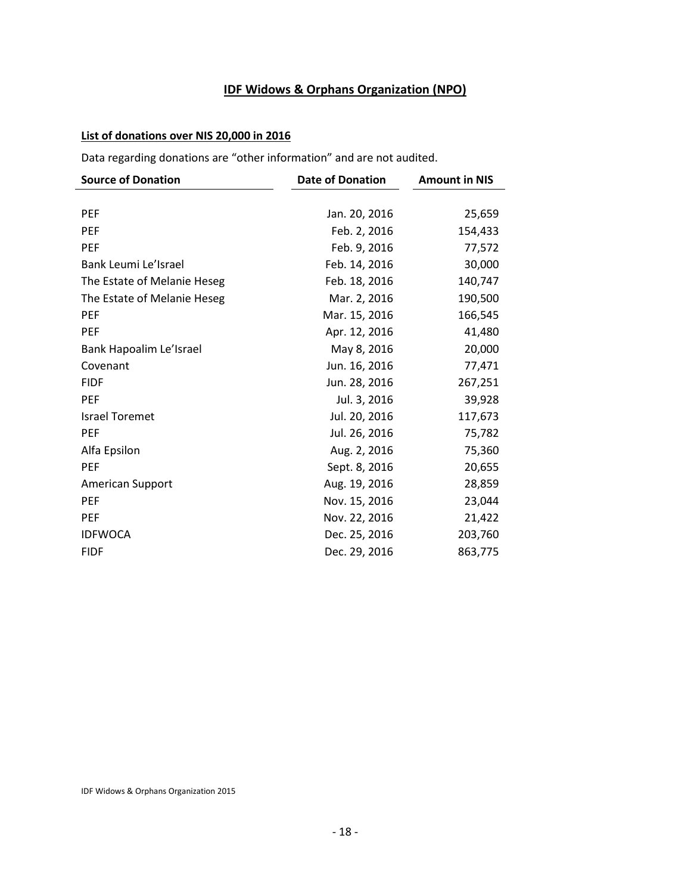## IDF Widows & Orphans Organization (NPO)

### List of donations over NIS 20,000 in 2016

Data regarding donations are "other information" and are not audited.

| Source of Donation | Date of Donation | Amount in NIS |
|---|---|---|
| PEF | Jan. 20, 2016 | 25,659 |
| PEF | Feb. 2, 2016 | 154,433 |
| PEF | Feb. 9, 2016 | 77,572 |
| Bank Leumi Le'Israel | Feb. 14, 2016 | 30,000 |
| The Estate of Melanie Heseg | Feb. 18, 2016 | 140,747 |
| The Estate of Melanie Heseg | Mar. 2, 2016 | 190,500 |
| PEF | Mar. 15, 2016 | 166,545 |
| PEF | Apr. 12, 2016 | 41,480 |
| Bank Hapoalim Le'Israel | May 8, 2016 | 20,000 |
| Covenant | Jun. 16, 2016 | 77,471 |
| FIDF | Jun. 28, 2016 | 267,251 |
| PEF | Jul. 3, 2016 | 39,928 |
| Israel Toremet | Jul. 20, 2016 | 117,673 |
| PEF | Jul. 26, 2016 | 75,782 |
| Alfa Epsilon | Aug. 2, 2016 | 75,360 |
| PEF | Sept. 8, 2016 | 20,655 |
| American Support | Aug. 19, 2016 | 28,859 |
| PEF | Nov. 15, 2016 | 23,044 |
| PEF | Nov. 22, 2016 | 21,422 |
| IDFWOCA | Dec. 25, 2016 | 203,760 |
| FIDF | Dec. 29, 2016 | 863,775 |